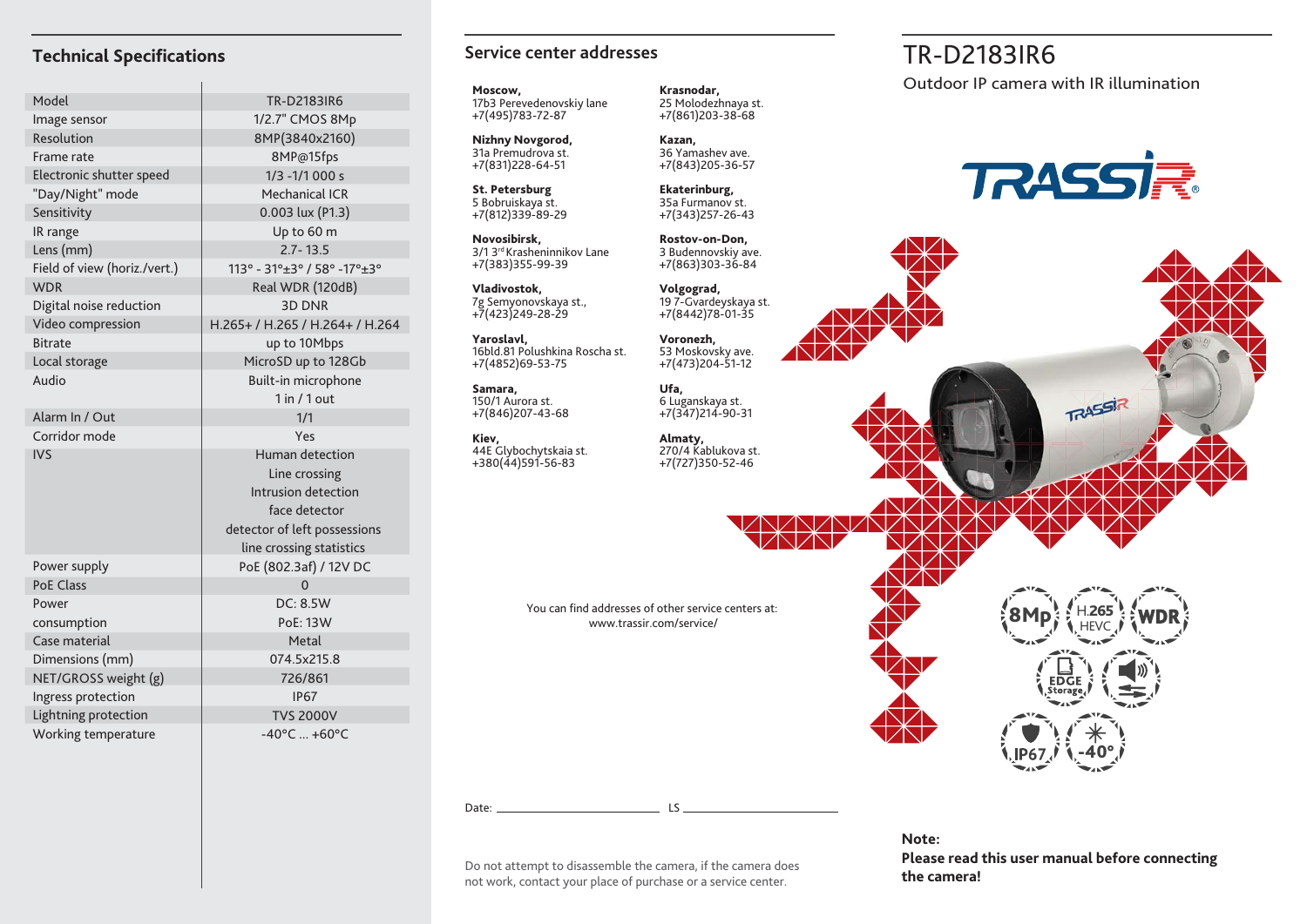## Technical Specifications

| Model | TR-D2183IR6 |
|---|---|
| Image sensor | 1/2.7" CMOS 8Mp |
| Resolution | 8MP(3840x2160) |
| Frame rate | 8MP@15fps |
| Electronic shutter speed | 1/3 -1/1 000 s |
| "Day/Night" mode | Mechanical ICR |
| Sensitivity | 0.003 lux (P1.3) |
| IR range | Up to 60 m |
| Lens (mm) | 2.7- 13.5 |
| Field of view (horiz./vert.) | 113° - 31°±3° / 58° -17°±3° |
| WDR | Real WDR (120dB) |
| Digital noise reduction | 3D DNR |
| Video compression | H.265+ / H.265 / H.264+ / H.264 |
| Bitrate | up to 10Mbps |
| Local storage | MicroSD up to 128Gb |
| Audio | Built-in microphone<br>1 in / 1 out |
| Alarm In / Out | 1/1 |
| Corridor mode | Yes |
| IVS | Human detection<br>Line crossing<br>Intrusion detection<br>face detector<br>detector of left possessions<br>line crossing statistics |
| Power supply | PoE (802.3af) / 12V DC |
| PoE Class | 0 |
| Power consumption | DC: 8.5W<br>PoE: 13W |
| Case material | Metal |
| Dimensions (mm) | 074.5x215.8 |
| NET/GROSS weight (g) | 726/861 |
| Ingress protection | IP67 |
| Lightning protection | TVS 2000V |
| Working temperature | -40°C ... +60°C |

## Service center addresses

**Moscow,**
17b3 Perevedenovskiy lane
+7(495)783-72-87

**Nizhny Novgorod,**
31a Premudrova st.
+7(831)228-64-51

**St. Petersburg**
5 Bobruiskaya st.
+7(812)339-89-29

**Novosibirsk,**
3/1 3rd Krasheninnikov Lane
+7(383)355-99-39

**Vladivostok,**
7g Semyonovskaya st.,
+7(423)249-28-29

**Yaroslavl,**
16bld.81 Polushkina Roscha st.
+7(4852)69-53-75

**Samara,**
150/1 Aurora st.
+7(846)207-43-68

**Kiev,**
44E Glybochytskaia st.
+380(44)591-56-83

**Krasnodar,**
25 Molodezhnaya st.
+7(861)203-38-68

**Kazan,**
36 Yamashev ave.
+7(843)205-36-57

**Ekaterinburg,**
35a Furmanov st.
+7(343)257-26-43

**Rostov-on-Don,**
3 Budennovskiy ave.
+7(863)303-36-84

**Volgograd,**
19 7-Gvardeyskaya st.
+7(8442)78-01-35

**Voronezh,**
53 Moskovsky ave.
+7(473)204-51-12

**Ufa,**
6 Luganskaya st.
+7(347)214-90-31

**Almaty,**
270/4 Kablukova st.
+7(727)350-52-46

You can find addresses of other service centers at:
www.trassir.com/service/

Date: ____________________ LS ____________________

Do not attempt to disassemble the camera, if the camera does not work, contact your place of purchase or a service center.

# TR-D2183IR6

Outdoor IP camera with IR illumination

TRASSIR

8Mp | H.265 HEVC | WDR | EDGE Storage | IP67 | -40°

**Note:**
**Please read this user manual before connecting the camera!**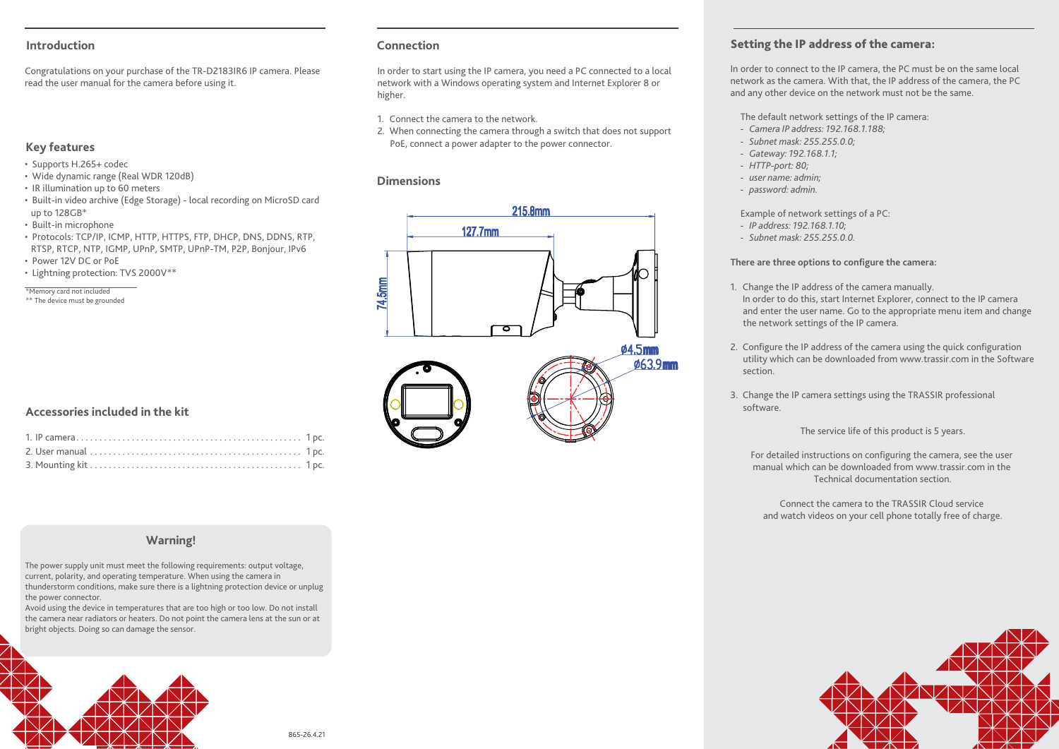## Introduction

Congratulations on your purchase of the TR-D2183IR6 IP camera. Please read the user manual for the camera before using it.

## Key features

- Supports H.265+ codec
- Wide dynamic range (Real WDR 120dB)
- IR illumination up to 60 meters
- Built-in video archive (Edge Storage) - local recording on MicroSD card up to 128GB*
- Built-in microphone
- Protocols: TCP/IP, ICMP, HTTP, HTTPS, FTP, DHCP, DNS, DDNS, RTP, RTSP, RTCP, NTP, IGMP, UPnP, SMTP, UPnP-TM, P2P, Bonjour, IPv6
- Power 12V DC or PoE
- Lightning protection: TVS 2000V**

*Memory card not included
** The device must be grounded

## Accessories included in the kit

1. IP camera ................................................ 1 pc.
2. User manual ............................................. 1 pc.
3. Mounting kit ............................................. 1 pc.

## Warning!

The power supply unit must meet the following requirements: output voltage, current, polarity, and operating temperature. When using the camera in thunderstorm conditions, make sure there is a lightning protection device or unplug the power connector.
Avoid using the device in temperatures that are too high or too low. Do not install the camera near radiators or heaters. Do not point the camera lens at the sun or at bright objects. Doing so can damage the sensor.

865-26.4.21

## Connection

In order to start using the IP camera, you need a PC connected to a local network with a Windows operating system and Internet Explorer 8 or higher.

1. Connect the camera to the network.
2. When connecting the camera through a switch that does not support PoE, connect a power adapter to the power connector.

## Dimensions

215.8mm
127.7mm
74.5mm
ø4.5mm
ø63.9mm

## Setting the IP address of the camera:

In order to connect to the IP camera, the PC must be on the same local network as the camera. With that, the IP address of the camera, the PC and any other device on the network must not be the same.

The default network settings of the IP camera:

- *Camera IP address: 192.168.1.188;*
- *Subnet mask: 255.255.0.0;*
- *Gateway: 192.168.1.1;*
- *HTTP-port: 80;*
- *user name: admin;*
- *password: admin.*

Example of network settings of a PC:

- *IP address: 192.168.1.10;*
- *Subnet mask: 255.255.0.0.*

**There are three options to configure the camera:**

1. Change the IP address of the camera manually.
   In order to do this, start Internet Explorer, connect to the IP camera and enter the user name. Go to the appropriate menu item and change the network settings of the IP camera.

2. Configure the IP address of the camera using the quick configuration utility which can be downloaded from www.trassir.com in the Software section.

3. Change the IP camera settings using the TRASSIR professional software.

The service life of this product is 5 years.

For detailed instructions on configuring the camera, see the user manual which can be downloaded from www.trassir.com in the Technical documentation section.

Connect the camera to the TRASSIR Cloud service and watch videos on your cell phone totally free of charge.